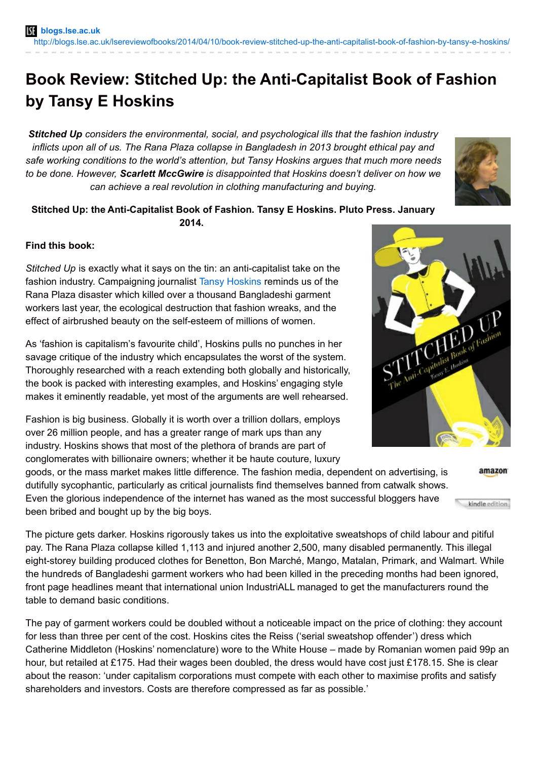# Book Review: Stitched Up: the Anti-Capitalist Book of Fashion by Tansy E Hoskins

***Stitched Up*** *considers the environmental, social, and psychological ills that the fashion industry inflicts upon all of us. The Rana Plaza collapse in Bangladesh in 2013 brought ethical pay and safe working conditions to the world's attention, but Tansy Hoskins argues that much more needs to be done. However,* ***Scarlett McGwire*** *is disappointed that Hoskins doesn't deliver on how we can achieve a real revolution in clothing manufacturing and buying.*

**Stitched Up: the Anti-Capitalist Book of Fashion. Tansy E Hoskins. Pluto Press. January 2014.**

**Find this book:**

*Stitched Up* is exactly what it says on the tin: an anti-capitalist take on the fashion industry. Campaigning journalist Tansy Hoskins reminds us of the Rana Plaza disaster which killed over a thousand Bangladeshi garment workers last year, the ecological destruction that fashion wreaks, and the effect of airbrushed beauty on the self-esteem of millions of women.

As 'fashion is capitalism's favourite child', Hoskins pulls no punches in her savage critique of the industry which encapsulates the worst of the system. Thoroughly researched with a reach extending both globally and historically, the book is packed with interesting examples, and Hoskins' engaging style makes it eminently readable, yet most of the arguments are well rehearsed.

Fashion is big business. Globally it is worth over a trillion dollars, employs over 26 million people, and has a greater range of mark ups than any industry. Hoskins shows that most of the plethora of brands are part of conglomerates with billionaire owners; whether it be haute couture, luxury goods, or the mass market makes little difference. The fashion media, dependent on advertising, is dutifully sycophantic, particularly as critical journalists find themselves banned from catwalk shows. Even the glorious independence of the internet has waned as the most successful bloggers have been bribed and bought up by the big boys.

The picture gets darker. Hoskins rigorously takes us into the exploitative sweatshops of child labour and pitiful pay. The Rana Plaza collapse killed 1,113 and injured another 2,500, many disabled permanently. This illegal eight-storey building produced clothes for Benetton, Bon Marché, Mango, Matalan, Primark, and Walmart. While the hundreds of Bangladeshi garment workers who had been killed in the preceding months had been ignored, front page headlines meant that international union IndustriALL managed to get the manufacturers round the table to demand basic conditions.

The pay of garment workers could be doubled without a noticeable impact on the price of clothing: they account for less than three per cent of the cost. Hoskins cites the Reiss ('serial sweatshop offender') dress which Catherine Middleton (Hoskins' nomenclature) wore to the White House – made by Romanian women paid 99p an hour, but retailed at £175. Had their wages been doubled, the dress would have cost just £178.15. She is clear about the reason: 'under capitalism corporations must compete with each other to maximise profits and satisfy shareholders and investors. Costs are therefore compressed as far as possible.'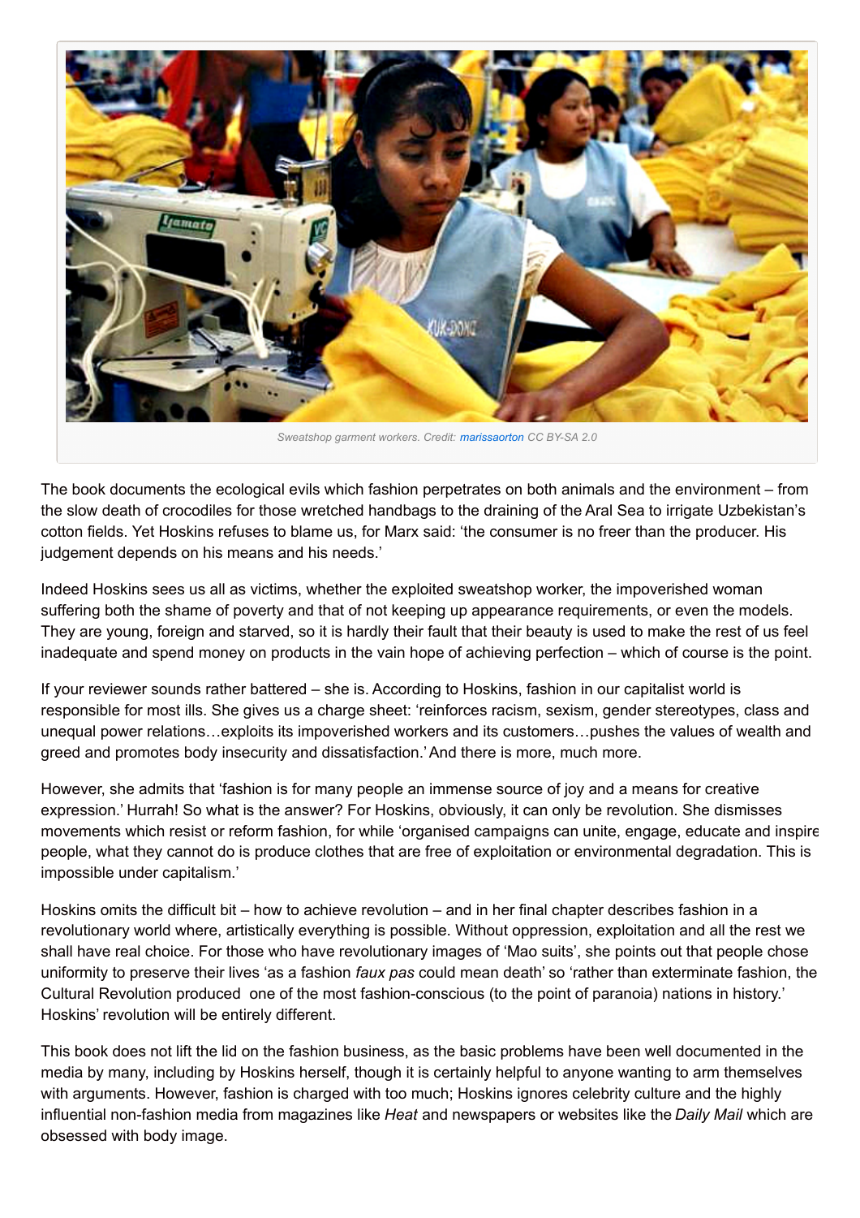Sweatshop garment workers. Credit: marissaorton CC BY-SA 2.0

The book documents the ecological evils which fashion perpetrates on both animals and the environment – from the slow death of crocodiles for those wretched handbags to the draining of the Aral Sea to irrigate Uzbekistan's cotton fields. Yet Hoskins refuses to blame us, for Marx said: 'the consumer is no freer than the producer. His judgement depends on his means and his needs.'

Indeed Hoskins sees us all as victims, whether the exploited sweatshop worker, the impoverished woman suffering both the shame of poverty and that of not keeping up appearance requirements, or even the models. They are young, foreign and starved, so it is hardly their fault that their beauty is used to make the rest of us feel inadequate and spend money on products in the vain hope of achieving perfection – which of course is the point.

If your reviewer sounds rather battered – she is. According to Hoskins, fashion in our capitalist world is responsible for most ills. She gives us a charge sheet: 'reinforces racism, sexism, gender stereotypes, class and unequal power relations…exploits its impoverished workers and its customers…pushes the values of wealth and greed and promotes body insecurity and dissatisfaction.' And there is more, much more.

However, she admits that 'fashion is for many people an immense source of joy and a means for creative expression.' Hurrah! So what is the answer? For Hoskins, obviously, it can only be revolution. She dismisses movements which resist or reform fashion, for while 'organised campaigns can unite, engage, educate and inspire people, what they cannot do is produce clothes that are free of exploitation or environmental degradation. This is impossible under capitalism.'

Hoskins omits the difficult bit – how to achieve revolution – and in her final chapter describes fashion in a revolutionary world where, artistically everything is possible. Without oppression, exploitation and all the rest we shall have real choice. For those who have revolutionary images of 'Mao suits', she points out that people chose uniformity to preserve their lives 'as a fashion *faux pas* could mean death' so 'rather than exterminate fashion, the Cultural Revolution produced one of the most fashion-conscious (to the point of paranoia) nations in history.' Hoskins' revolution will be entirely different.

This book does not lift the lid on the fashion business, as the basic problems have been well documented in the media by many, including by Hoskins herself, though it is certainly helpful to anyone wanting to arm themselves with arguments. However, fashion is charged with too much; Hoskins ignores celebrity culture and the highly influential non-fashion media from magazines like *Heat* and newspapers or websites like the *Daily Mail* which are obsessed with body image.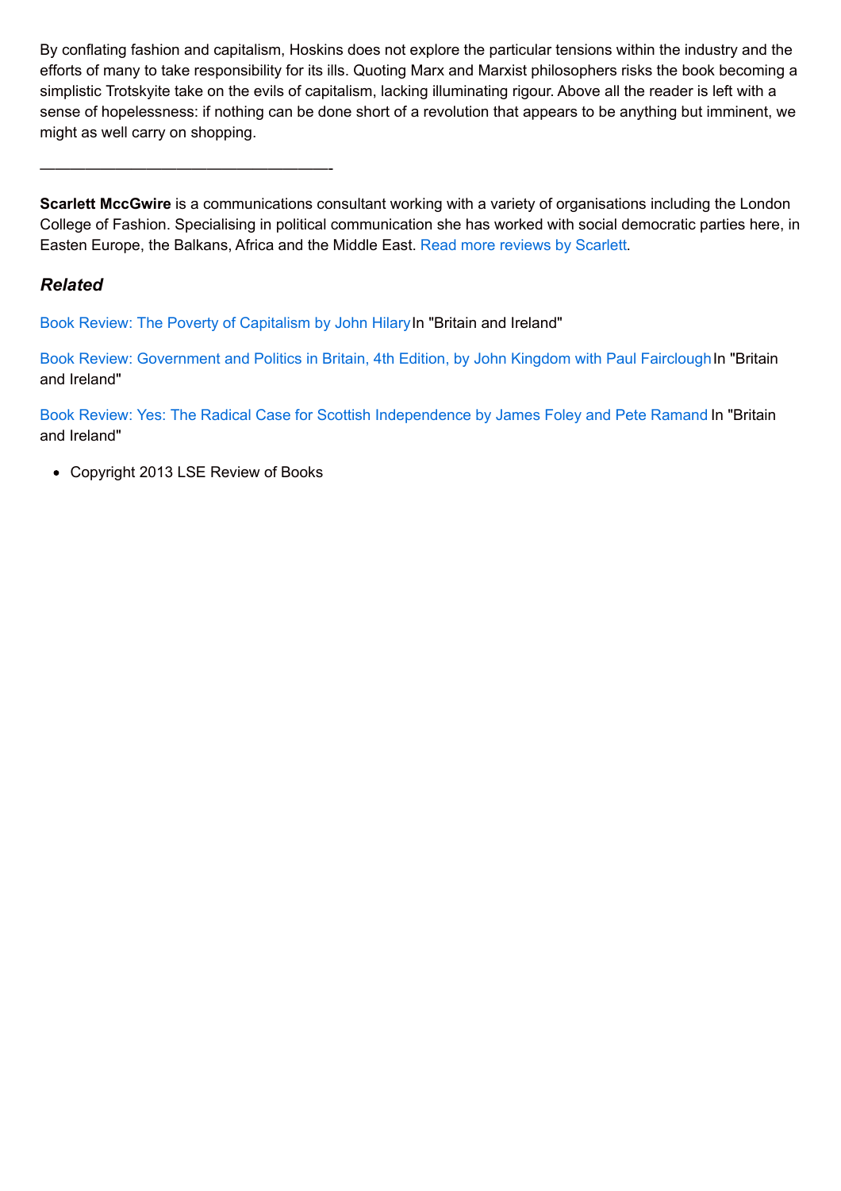By conflating fashion and capitalism, Hoskins does not explore the particular tensions within the industry and the efforts of many to take responsibility for its ills. Quoting Marx and Marxist philosophers risks the book becoming a simplistic Trotskyite take on the evils of capitalism, lacking illuminating rigour. Above all the reader is left with a sense of hopelessness: if nothing can be done short of a revolution that appears to be anything but imminent, we might as well carry on shopping.

———————————————————————-

**Scarlett MccGwire** is a communications consultant working with a variety of organisations including the London College of Fashion. Specialising in political communication she has worked with social democratic parties here, in Easten Europe, the Balkans, Africa and the Middle East. Read more reviews by Scarlett.

### *Related*

Book Review: The Poverty of Capitalism by John Hilary In "Britain and Ireland"

Book Review: Government and Politics in Britain, 4th Edition, by John Kingdom with Paul Fairclough In "Britain and Ireland"

Book Review: Yes: The Radical Case for Scottish Independence by James Foley and Pete Ramand In "Britain and Ireland"

- Copyright 2013 LSE Review of Books